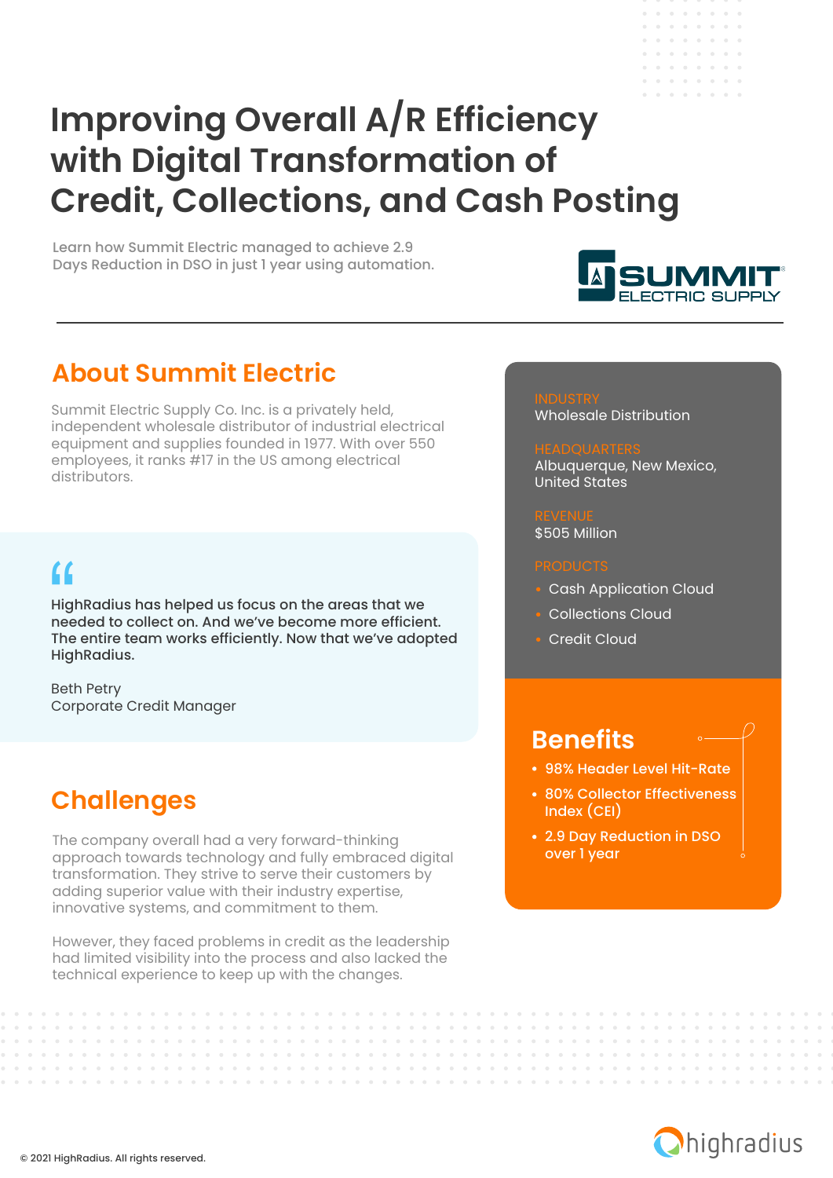# Improving Overall A/R Efficiency with Digital Transformation of Credit, Collections, and Cash Posting

Learn how Summit Electric managed to achieve 2.9 Days Reduction in DSO in just 1 year using automation.

SUMMIT ELECTRIC SUPPLY

## About Summit Electric

Summit Electric Supply Co. Inc. is a privately held, independent wholesale distributor of industrial electrical equipment and supplies founded in 1977. With over 550 employees, it ranks #17 in the US among electrical distributors.

**INDUSTRY**
Wholesale Distribution

**HEADQUARTERS**
Albuquerque, New Mexico, United States

**REVENUE**
$505 Million

**PRODUCTS**

- Cash Application Cloud
- Collections Cloud
- Credit Cloud

> **HighRadius has helped us focus on the areas that we needed to collect on. And we've become more efficient. The entire team works efficiently. Now that we've adopted HighRadius.**
>
> Beth Petry
> Corporate Credit Manager

## Benefits

- **98% Header Level Hit-Rate**
- **80% Collector Effectiveness Index (CEI)**
- **2.9 Day Reduction in DSO over 1 year**

## Challenges

The company overall had a very forward-thinking approach towards technology and fully embraced digital transformation. They strive to serve their customers by adding superior value with their industry expertise, innovative systems, and commitment to them.

However, they faced problems in credit as the leadership had limited visibility into the process and also lacked the technical experience to keep up with the changes.

© 2021 HighRadius. All rights reserved.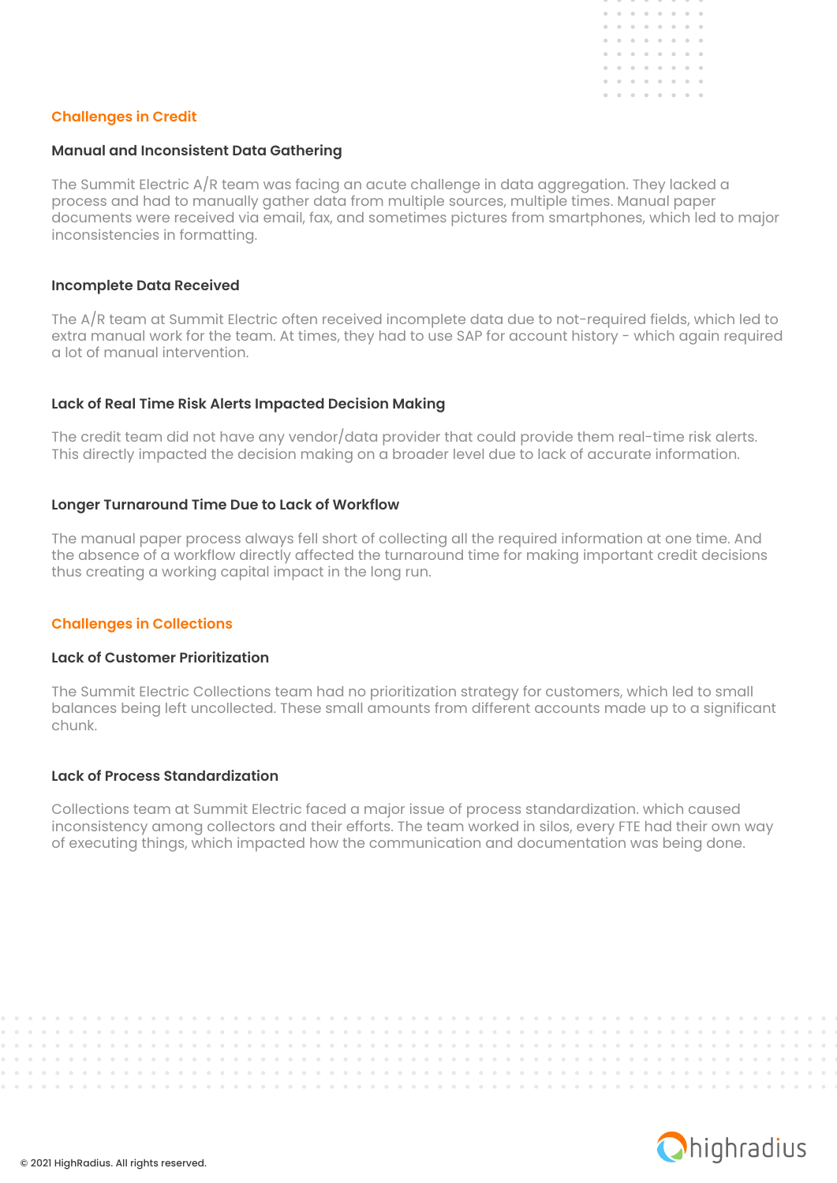## Challenges in Credit

### Manual and Inconsistent Data Gathering

The Summit Electric A/R team was facing an acute challenge in data aggregation. They lacked a process and had to manually gather data from multiple sources, multiple times. Manual paper documents were received via email, fax, and sometimes pictures from smartphones, which led to major inconsistencies in formatting.

### Incomplete Data Received

The A/R team at Summit Electric often received incomplete data due to not-required fields, which led to extra manual work for the team. At times, they had to use SAP for account history - which again required a lot of manual intervention.

### Lack of Real Time Risk Alerts Impacted Decision Making

The credit team did not have any vendor/data provider that could provide them real-time risk alerts. This directly impacted the decision making on a broader level due to lack of accurate information.

### Longer Turnaround Time Due to Lack of Workflow

The manual paper process always fell short of collecting all the required information at one time. And the absence of a workflow directly affected the turnaround time for making important credit decisions thus creating a working capital impact in the long run.

## Challenges in Collections

### Lack of Customer Prioritization

The Summit Electric Collections team had no prioritization strategy for customers, which led to small balances being left uncollected. These small amounts from different accounts made up to a significant chunk.

### Lack of Process Standardization

Collections team at Summit Electric faced a major issue of process standardization. which caused inconsistency among collectors and their efforts. The team worked in silos, every FTE had their own way of executing things, which impacted how the communication and documentation was being done.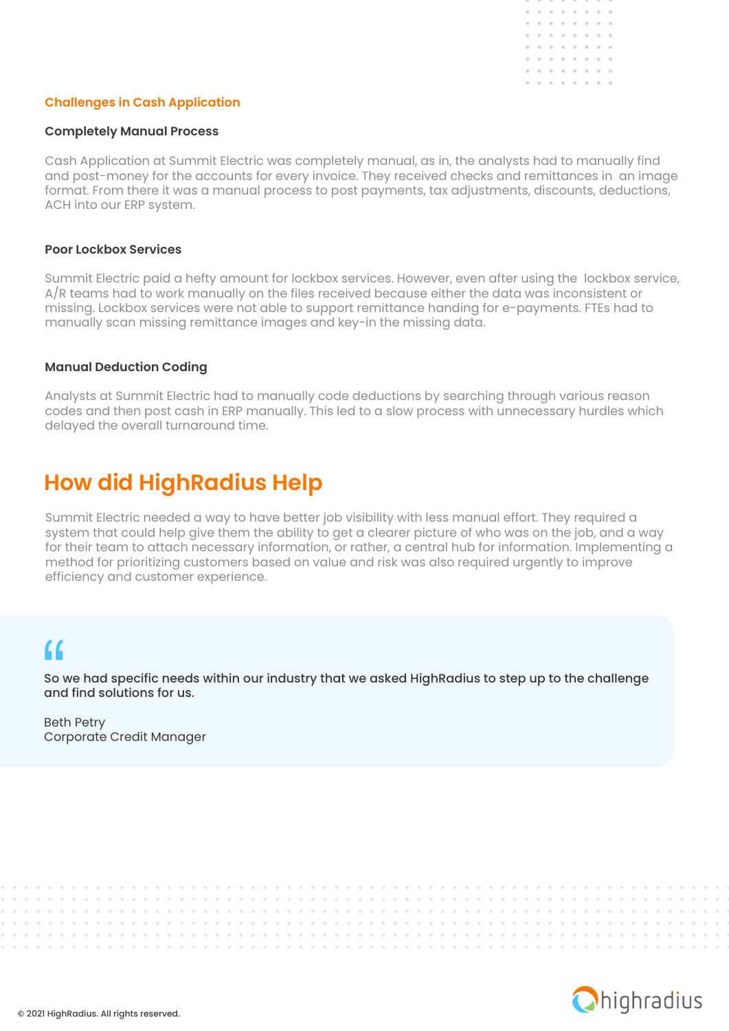## Challenges in Cash Application

### Completely Manual Process

Cash Application at Summit Electric was completely manual, as in, the analysts had to manually find and post-money for the accounts for every invoice. They received checks and remittances in an image format. From there it was a manual process to post payments, tax adjustments, discounts, deductions, ACH into our ERP system.

### Poor Lockbox Services

Summit Electric paid a hefty amount for lockbox services. However, even after using the lockbox service, A/R teams had to work manually on the files received because either the data was inconsistent or missing. Lockbox services were not able to support remittance handing for e-payments. FTEs had to manually scan missing remittance images and key-in the missing data.

### Manual Deduction Coding

Analysts at Summit Electric had to manually code deductions by searching through various reason codes and then post cash in ERP manually. This led to a slow process with unnecessary hurdles which delayed the overall turnaround time.

# How did HighRadius Help

Summit Electric needed a way to have better job visibility with less manual effort. They required a system that could help give them the ability to get a clearer picture of who was on the job, and a way for their team to attach necessary information, or rather, a central hub for information. Implementing a method for prioritizing customers based on value and risk was also required urgently to improve efficiency and customer experience.

> **So we had specific needs within our industry that we asked HighRadius to step up to the challenge and find solutions for us.**
>
> Beth Petry
> Corporate Credit Manager

© 2021 HighRadius. All rights reserved.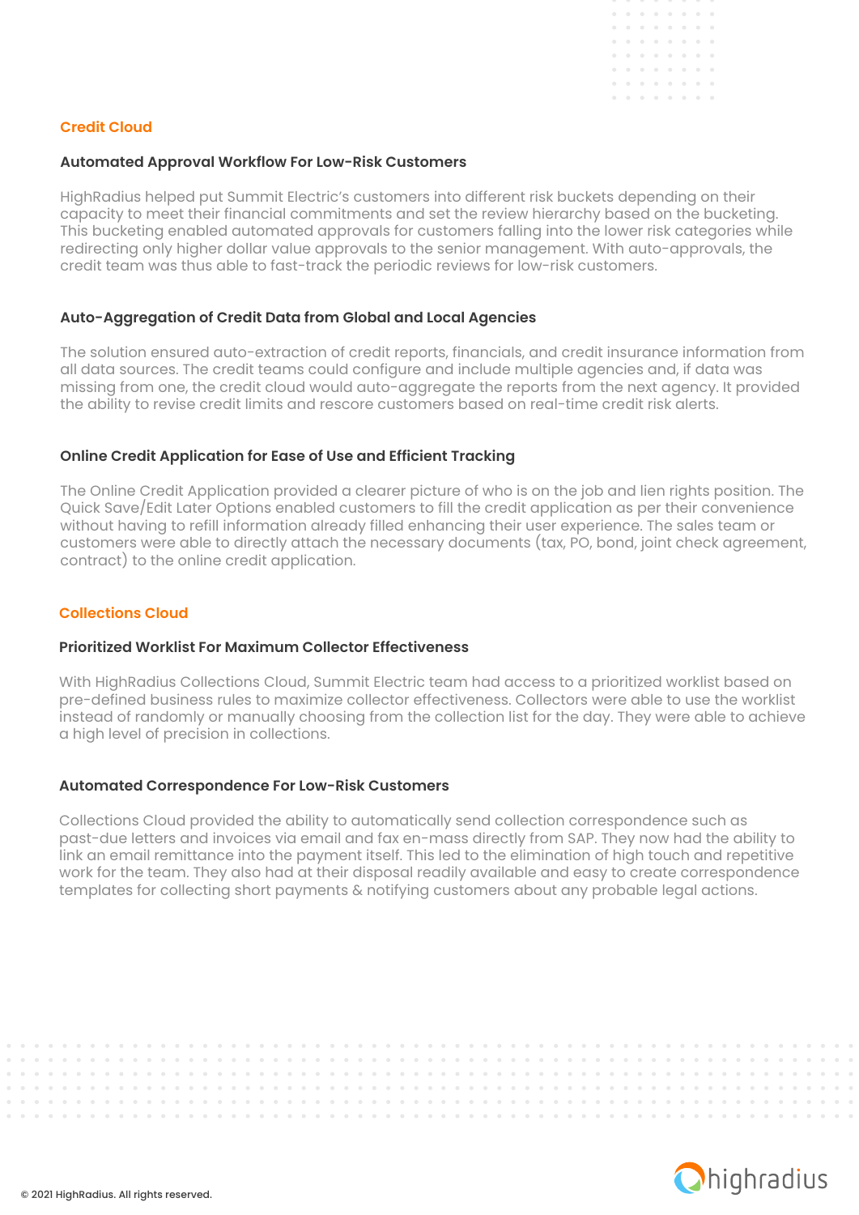## Credit Cloud

### Automated Approval Workflow For Low-Risk Customers

HighRadius helped put Summit Electric's customers into different risk buckets depending on their capacity to meet their financial commitments and set the review hierarchy based on the bucketing. This bucketing enabled automated approvals for customers falling into the lower risk categories while redirecting only higher dollar value approvals to the senior management. With auto-approvals, the credit team was thus able to fast-track the periodic reviews for low-risk customers.

### Auto-Aggregation of Credit Data from Global and Local Agencies

The solution ensured auto-extraction of credit reports, financials, and credit insurance information from all data sources. The credit teams could configure and include multiple agencies and, if data was missing from one, the credit cloud would auto-aggregate the reports from the next agency. It provided the ability to revise credit limits and rescore customers based on real-time credit risk alerts.

### Online Credit Application for Ease of Use and Efficient Tracking

The Online Credit Application provided a clearer picture of who is on the job and lien rights position. The Quick Save/Edit Later Options enabled customers to fill the credit application as per their convenience without having to refill information already filled enhancing their user experience. The sales team or customers were able to directly attach the necessary documents (tax, PO, bond, joint check agreement, contract) to the online credit application.

## Collections Cloud

### Prioritized Worklist For Maximum Collector Effectiveness

With HighRadius Collections Cloud, Summit Electric team had access to a prioritized worklist based on pre-defined business rules to maximize collector effectiveness. Collectors were able to use the worklist instead of randomly or manually choosing from the collection list for the day. They were able to achieve a high level of precision in collections.

### Automated Correspondence For Low-Risk Customers

Collections Cloud provided the ability to automatically send collection correspondence such as past-due letters and invoices via email and fax en-mass directly from SAP. They now had the ability to link an email remittance into the payment itself. This led to the elimination of high touch and repetitive work for the team. They also had at their disposal readily available and easy to create correspondence templates for collecting short payments & notifying customers about any probable legal actions.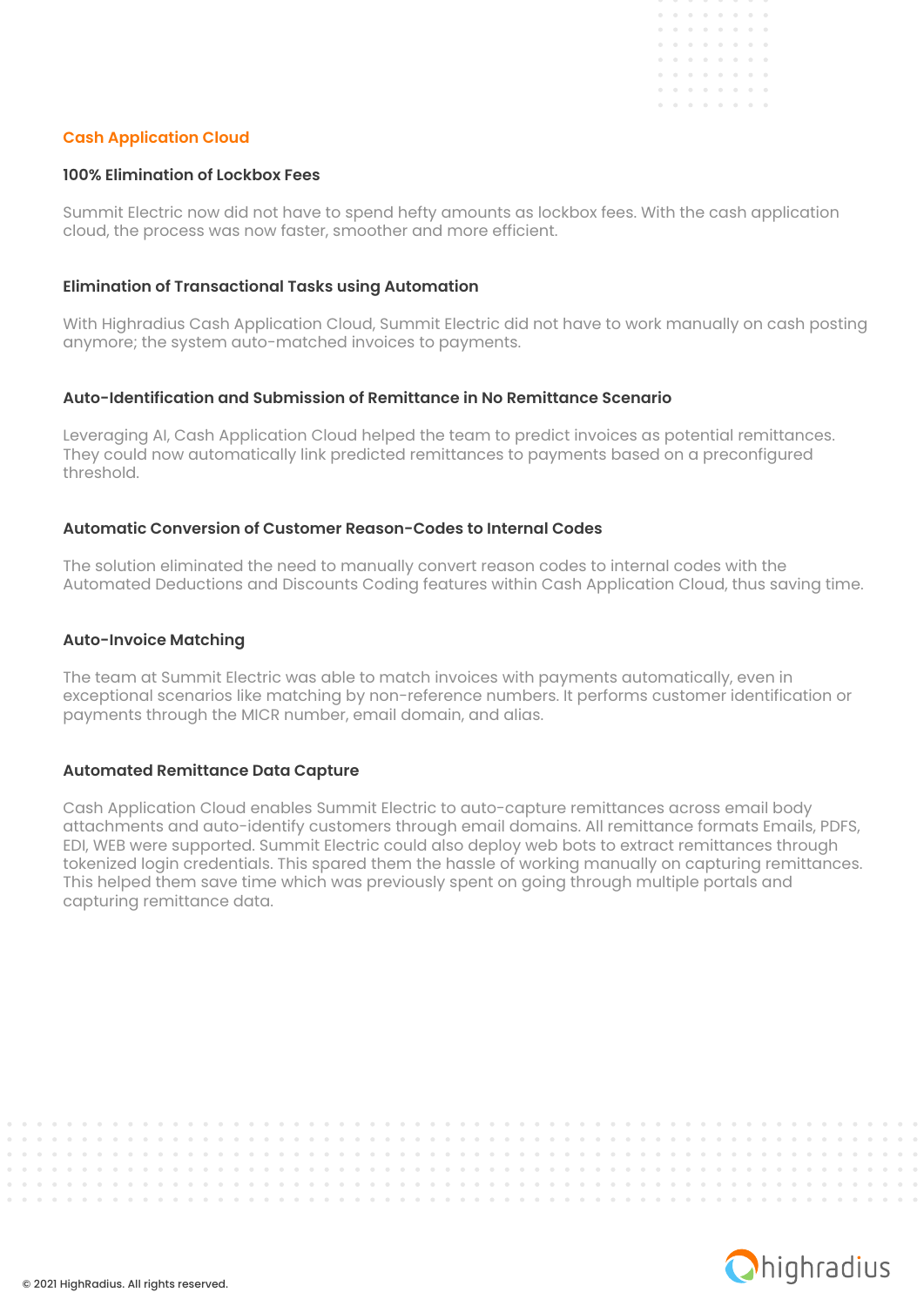## Cash Application Cloud

### 100% Elimination of Lockbox Fees

Summit Electric now did not have to spend hefty amounts as lockbox fees. With the cash application cloud, the process was now faster, smoother and more efficient.

### Elimination of Transactional Tasks using Automation

With Highradius Cash Application Cloud, Summit Electric did not have to work manually on cash posting anymore; the system auto-matched invoices to payments.

### Auto-Identification and Submission of Remittance in No Remittance Scenario

Leveraging AI, Cash Application Cloud helped the team to predict invoices as potential remittances. They could now automatically link predicted remittances to payments based on a preconfigured threshold.

### Automatic Conversion of Customer Reason-Codes to Internal Codes

The solution eliminated the need to manually convert reason codes to internal codes with the Automated Deductions and Discounts Coding features within Cash Application Cloud, thus saving time.

### Auto-Invoice Matching

The team at Summit Electric was able to match invoices with payments automatically, even in exceptional scenarios like matching by non-reference numbers. It performs customer identification or payments through the MICR number, email domain, and alias.

### Automated Remittance Data Capture

Cash Application Cloud enables Summit Electric to auto-capture remittances across email body attachments and auto-identify customers through email domains. All remittance formats Emails, PDFS, EDI, WEB were supported. Summit Electric could also deploy web bots to extract remittances through tokenized login credentials. This spared them the hassle of working manually on capturing remittances. This helped them save time which was previously spent on going through multiple portals and capturing remittance data.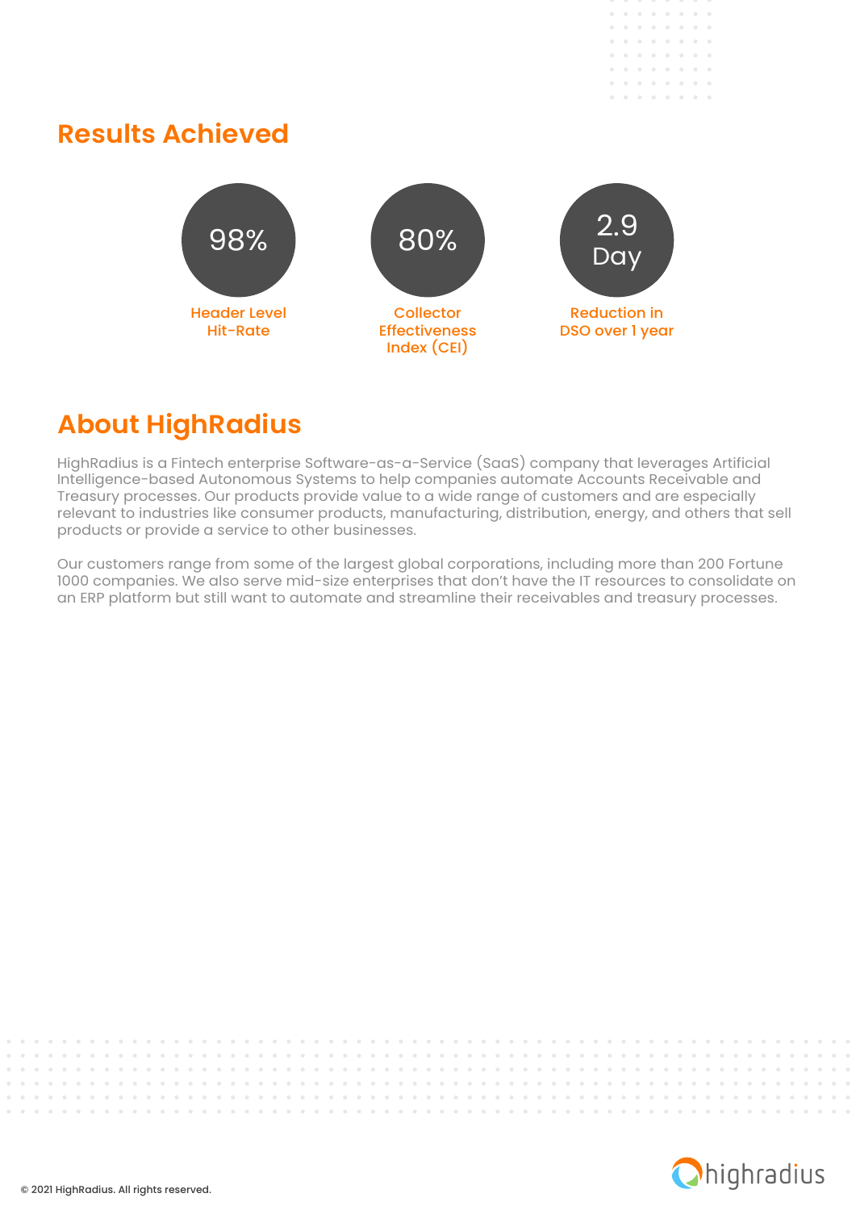## Results Achieved

98%
Header Level Hit-Rate

80%
Collector Effectiveness Index (CEI)

2.9 Day
Reduction in DSO over 1 year

## About HighRadius

HighRadius is a Fintech enterprise Software-as-a-Service (SaaS) company that leverages Artificial Intelligence-based Autonomous Systems to help companies automate Accounts Receivable and Treasury processes. Our products provide value to a wide range of customers and are especially relevant to industries like consumer products, manufacturing, distribution, energy, and others that sell products or provide a service to other businesses.

Our customers range from some of the largest global corporations, including more than 200 Fortune 1000 companies. We also serve mid-size enterprises that don't have the IT resources to consolidate on an ERP platform but still want to automate and streamline their receivables and treasury processes.

© 2021 HighRadius. All rights reserved.

highradius